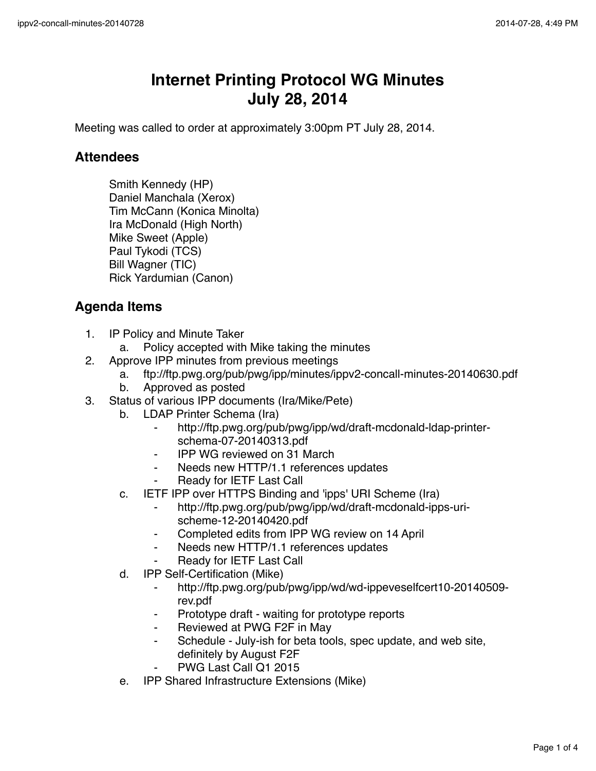# Internet Printing Protocol WG Minutes
# July 28, 2014

Meeting was called to order at approximately 3:00pm PT July 28, 2014.

## Attendees

Smith Kennedy (HP)
Daniel Manchala (Xerox)
Tim McCann (Konica Minolta)
Ira McDonald (High North)
Mike Sweet (Apple)
Paul Tykodi (TCS)
Bill Wagner (TIC)
Rick Yardumian (Canon)

## Agenda Items

1. IP Policy and Minute Taker
    a. Policy accepted with Mike taking the minutes
2. Approve IPP minutes from previous meetings
    a. ftp://ftp.pwg.org/pub/pwg/ipp/minutes/ippv2-concall-minutes-20140630.pdf
    b. Approved as posted
3. Status of various IPP documents (Ira/Mike/Pete)
    b. LDAP Printer Schema (Ira)
        - http://ftp.pwg.org/pub/pwg/ipp/wd/draft-mcdonald-ldap-printer-schema-07-20140313.pdf
        - IPP WG reviewed on 31 March
        - Needs new HTTP/1.1 references updates
        - Ready for IETF Last Call
    c. IETF IPP over HTTPS Binding and 'ipps' URI Scheme (Ira)
        - http://ftp.pwg.org/pub/pwg/ipp/wd/draft-mcdonald-ipps-uri-scheme-12-20140420.pdf
        - Completed edits from IPP WG review on 14 April
        - Needs new HTTP/1.1 references updates
        - Ready for IETF Last Call
    d. IPP Self-Certification (Mike)
        - http://ftp.pwg.org/pub/pwg/ipp/wd/wd-ippeveselfcert10-20140509-rev.pdf
        - Prototype draft - waiting for prototype reports
        - Reviewed at PWG F2F in May
        - Schedule - July-ish for beta tools, spec update, and web site, definitely by August F2F
        - PWG Last Call Q1 2015
    e. IPP Shared Infrastructure Extensions (Mike)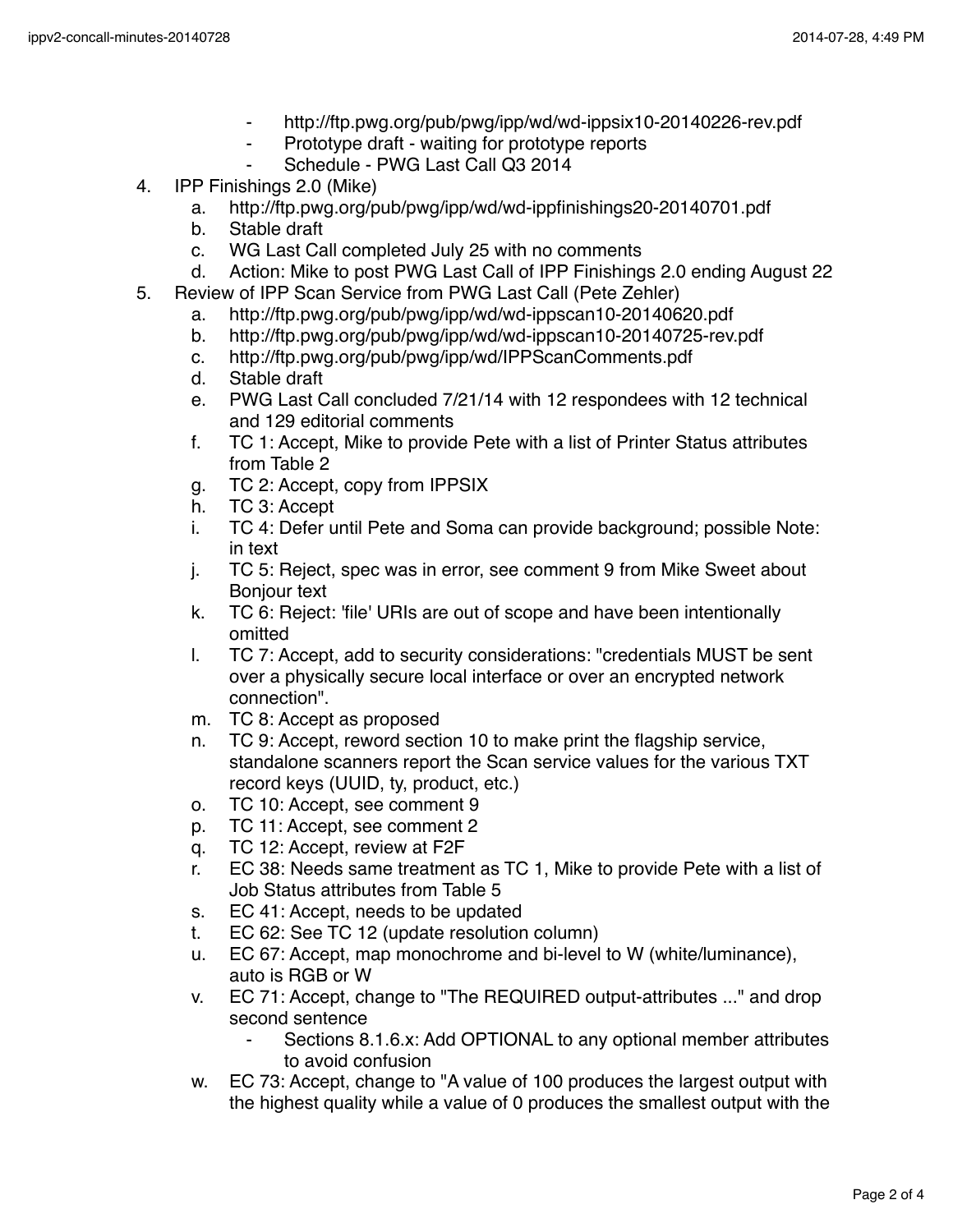- http://ftp.pwg.org/pub/pwg/ipp/wd/wd-ippsix10-20140226-rev.pdf
  - Prototype draft - waiting for prototype reports
  - Schedule - PWG Last Call Q3 2014

4. IPP Finishings 2.0 (Mike)
   a. http://ftp.pwg.org/pub/pwg/ipp/wd/wd-ippfinishings20-20140701.pdf
   b. Stable draft
   c. WG Last Call completed July 25 with no comments
   d. Action: Mike to post PWG Last Call of IPP Finishings 2.0 ending August 22
5. Review of IPP Scan Service from PWG Last Call (Pete Zehler)
   a. http://ftp.pwg.org/pub/pwg/ipp/wd/wd-ippscan10-20140620.pdf
   b. http://ftp.pwg.org/pub/pwg/ipp/wd/wd-ippscan10-20140725-rev.pdf
   c. http://ftp.pwg.org/pub/pwg/ipp/wd/IPPScanComments.pdf
   d. Stable draft
   e. PWG Last Call concluded 7/21/14 with 12 respondees with 12 technical and 129 editorial comments
   f. TC 1: Accept, Mike to provide Pete with a list of Printer Status attributes from Table 2
   g. TC 2: Accept, copy from IPPSIX
   h. TC 3: Accept
   i. TC 4: Defer until Pete and Soma can provide background; possible Note: in text
   j. TC 5: Reject, spec was in error, see comment 9 from Mike Sweet about Bonjour text
   k. TC 6: Reject: 'file' URIs are out of scope and have been intentionally omitted
   l. TC 7: Accept, add to security considerations: "credentials MUST be sent over a physically secure local interface or over an encrypted network connection".
   m. TC 8: Accept as proposed
   n. TC 9: Accept, reword section 10 to make print the flagship service, standalone scanners report the Scan service values for the various TXT record keys (UUID, ty, product, etc.)
   o. TC 10: Accept, see comment 9
   p. TC 11: Accept, see comment 2
   q. TC 12: Accept, review at F2F
   r. EC 38: Needs same treatment as TC 1, Mike to provide Pete with a list of Job Status attributes from Table 5
   s. EC 41: Accept, needs to be updated
   t. EC 62: See TC 12 (update resolution column)
   u. EC 67: Accept, map monochrome and bi-level to W (white/luminance), auto is RGB or W
   v. EC 71: Accept, change to "The REQUIRED output-attributes ..." and drop second sentence
      - Sections 8.1.6.x: Add OPTIONAL to any optional member attributes to avoid confusion
   w. EC 73: Accept, change to "A value of 100 produces the largest output with the highest quality while a value of 0 produces the smallest output with the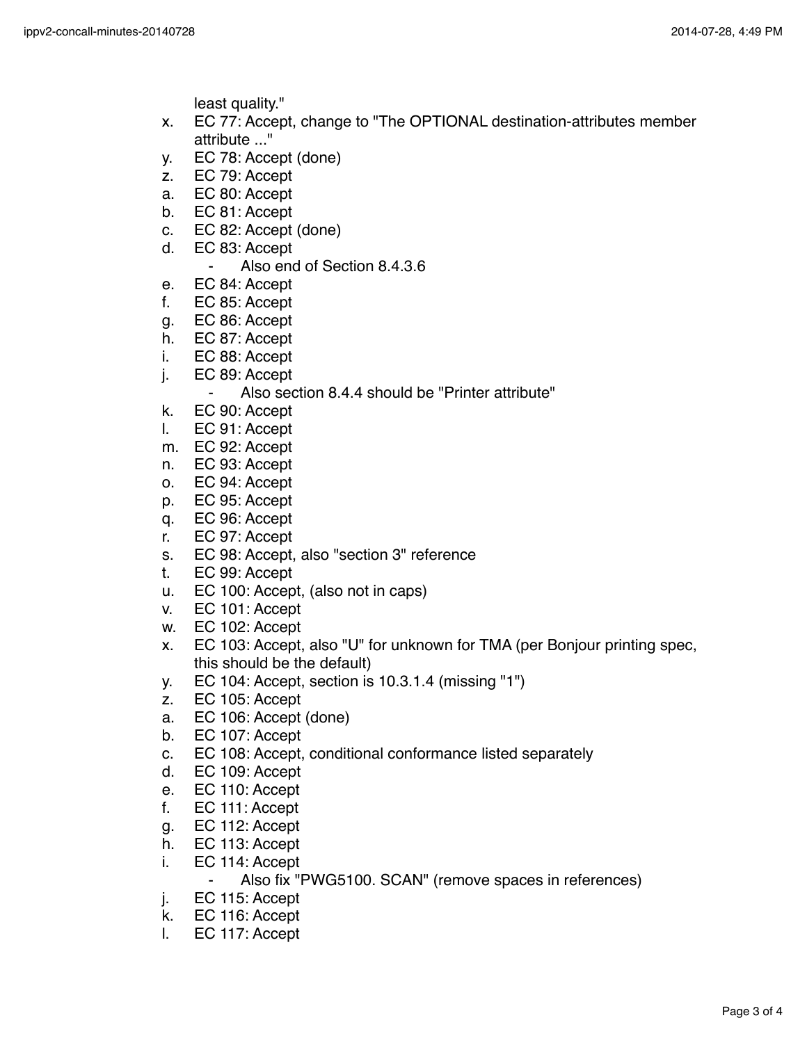least quality."

x. EC 77: Accept, change to "The OPTIONAL destination-attributes member attribute ..."
y. EC 78: Accept (done)
z. EC 79: Accept
a. EC 80: Accept
b. EC 81: Accept
c. EC 82: Accept (done)
d. EC 83: Accept
    - Also end of Section 8.4.3.6
e. EC 84: Accept
f. EC 85: Accept
g. EC 86: Accept
h. EC 87: Accept
i. EC 88: Accept
j. EC 89: Accept
    - Also section 8.4.4 should be "Printer attribute"
k. EC 90: Accept
l. EC 91: Accept
m. EC 92: Accept
n. EC 93: Accept
o. EC 94: Accept
p. EC 95: Accept
q. EC 96: Accept
r. EC 97: Accept
s. EC 98: Accept, also "section 3" reference
t. EC 99: Accept
u. EC 100: Accept, (also not in caps)
v. EC 101: Accept
w. EC 102: Accept
x. EC 103: Accept, also "U" for unknown for TMA (per Bonjour printing spec, this should be the default)
y. EC 104: Accept, section is 10.3.1.4 (missing "1")
z. EC 105: Accept
a. EC 106: Accept (done)
b. EC 107: Accept
c. EC 108: Accept, conditional conformance listed separately
d. EC 109: Accept
e. EC 110: Accept
f. EC 111: Accept
g. EC 112: Accept
h. EC 113: Accept
i. EC 114: Accept
    - Also fix "PWG5100. SCAN" (remove spaces in references)
j. EC 115: Accept
k. EC 116: Accept
l. EC 117: Accept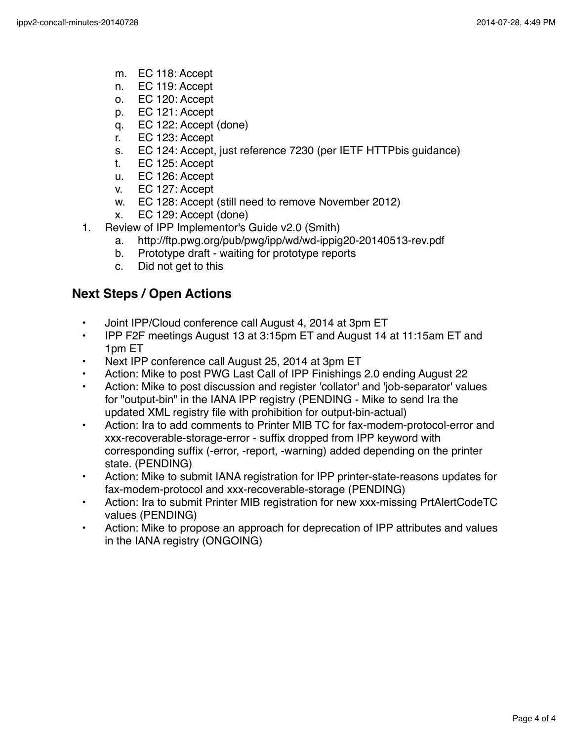m. EC 118: Accept
n. EC 119: Accept
o. EC 120: Accept
p. EC 121: Accept
q. EC 122: Accept (done)
r. EC 123: Accept
s. EC 124: Accept, just reference 7230 (per IETF HTTPbis guidance)
t. EC 125: Accept
u. EC 126: Accept
v. EC 127: Accept
w. EC 128: Accept (still need to remove November 2012)
x. EC 129: Accept (done)

1. Review of IPP Implementor's Guide v2.0 (Smith)
    a. http://ftp.pwg.org/pub/pwg/ipp/wd/wd-ippig20-20140513-rev.pdf
    b. Prototype draft - waiting for prototype reports
    c. Did not get to this

## Next Steps / Open Actions

- Joint IPP/Cloud conference call August 4, 2014 at 3pm ET
- IPP F2F meetings August 13 at 3:15pm ET and August 14 at 11:15am ET and 1pm ET
- Next IPP conference call August 25, 2014 at 3pm ET
- Action: Mike to post PWG Last Call of IPP Finishings 2.0 ending August 22
- Action: Mike to post discussion and register 'collator' and 'job-separator' values for "output-bin" in the IANA IPP registry (PENDING - Mike to send Ira the updated XML registry file with prohibition for output-bin-actual)
- Action: Ira to add comments to Printer MIB TC for fax-modem-protocol-error and xxx-recoverable-storage-error - suffix dropped from IPP keyword with corresponding suffix (-error, -report, -warning) added depending on the printer state. (PENDING)
- Action: Mike to submit IANA registration for IPP printer-state-reasons updates for fax-modem-protocol and xxx-recoverable-storage (PENDING)
- Action: Ira to submit Printer MIB registration for new xxx-missing PrtAlertCodeTC values (PENDING)
- Action: Mike to propose an approach for deprecation of IPP attributes and values in the IANA registry (ONGOING)